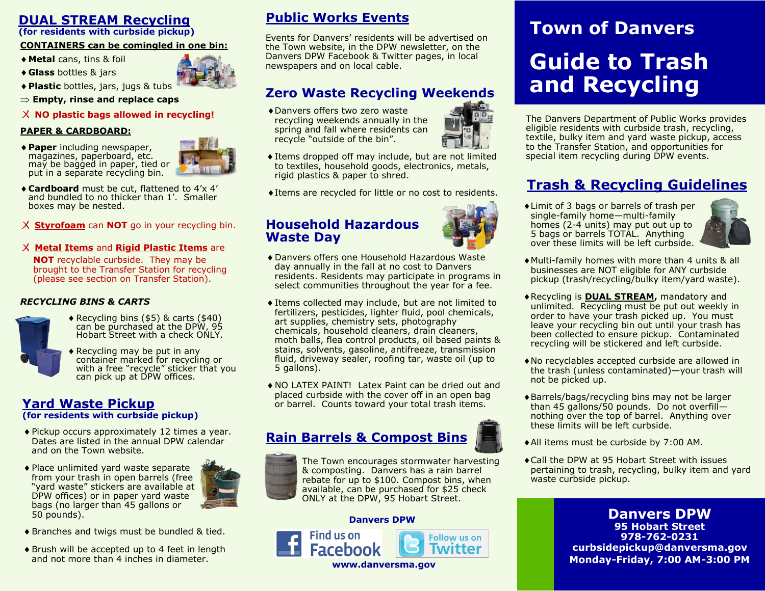# Town of Danvers

# Guide to Trash and Recycling

The Danvers Department of Public Works provides eligible residents with curbside trash, recycling, textile, bulky item and yard waste pickup, access to the Transfer Station, and opportunities for special item recycling during DPW events.

## Trash & Recycling Guidelines

- Limit of 3 bags or barrels of trash per single-family home—multi-family homes (2-4 units) may put out up to 5 bags or barrels TOTAL. Anything over these limits will be left curbside.
- Multi-family homes with more than 4 units & all businesses are NOT eligible for ANY curbside pickup (trash/recycling/bulky item/yard waste).
- Recycling is **DUAL STREAM**, mandatory and unlimited. Recycling must be put out weekly in order to have your trash picked up. You must leave your recycling bin out until your trash has been collected to ensure pickup. Contaminated recycling will be stickered and left curbside.
- No recyclables accepted curbside are allowed in the trash (unless contaminated)—your trash will not be picked up.
- Barrels/bags/recycling bins may not be larger than 45 gallons/50 pounds. Do not overfill—nothing over the top of barrel. Anything over these limits will be left curbside.
- All items must be curbside by 7:00 AM.
- Call the DPW at 95 Hobart Street with issues pertaining to trash, recycling, bulky item and yard waste curbside pickup.

**Danvers DPW**
**95 Hobart Street**
**978-762-0231**
**curbsidepickup@danversma.gov**
**Monday-Friday, 7:00 AM-3:00 PM**

## DUAL STREAM Recycling
**(for residents with curbside pickup)**

**CONTAINERS can be comingled in one bin:**

- **Metal** cans, tins & foil
- **Glass** bottles & jars
- **Plastic** bottles, jars, jugs & tubs

⇒ **Empty, rinse and replace caps**

✗ **NO plastic bags allowed in recycling!**

**PAPER & CARDBOARD:**

- **Paper** including newspaper, magazines, paperboard, etc. may be bagged in paper, tied or put in a separate recycling bin.
- **Cardboard** must be cut, flattened to 4'x 4' and bundled to no thicker than 1'. Smaller boxes may be nested.

✗ **Styrofoam** can **NOT** go in your recycling bin.

✗ **Metal Items** and **Rigid Plastic Items** are **NOT** recyclable curbside. They may be brought to the Transfer Station for recycling (please see section on Transfer Station).

***RECYCLING BINS & CARTS***

- Recycling bins ($5) & carts ($40) can be purchased at the DPW, 95 Hobart Street with a check ONLY.
- Recycling may be put in any container marked for recycling or with a free "recycle" sticker that you can pick up at DPW offices.

## Yard Waste Pickup
**(for residents with curbside pickup)**

- Pickup occurs approximately 12 times a year. Dates are listed in the annual DPW calendar and on the Town website.
- Place unlimited yard waste separate from your trash in open barrels (free "yard waste" stickers are available at DPW offices) or in paper yard waste bags (no larger than 45 gallons or 50 pounds).
- Branches and twigs must be bundled & tied.
- Brush will be accepted up to 4 feet in length and not more than 4 inches in diameter.

## Public Works Events

Events for Danvers' residents will be advertised on the Town website, in the DPW newsletter, on the Danvers DPW Facebook & Twitter pages, in local newspapers and on local cable.

## Zero Waste Recycling Weekends

- Danvers offers two zero waste recycling weekends annually in the spring and fall where residents can recycle "outside of the bin".
- Items dropped off may include, but are not limited to textiles, household goods, electronics, metals, rigid plastics & paper to shred.
- Items are recycled for little or no cost to residents.

## Household Hazardous Waste Day

- Danvers offers one Household Hazardous Waste day annually in the fall at no cost to Danvers residents. Residents may participate in programs in select communities throughout the year for a fee.
- Items collected may include, but are not limited to fertilizers, pesticides, lighter fluid, pool chemicals, art supplies, chemistry sets, photography chemicals, household cleaners, drain cleaners, moth balls, flea control products, oil based paints & stains, solvents, gasoline, antifreeze, transmission fluid, driveway sealer, roofing tar, waste oil (up to 5 gallons).
- NO LATEX PAINT! Latex Paint can be dried out and placed curbside with the cover off in an open bag or barrel. Counts toward your total trash items.

## Rain Barrels & Compost Bins

The Town encourages stormwater harvesting & composting. Danvers has a rain barrel rebate for up to $100. Compost bins, when available, can be purchased for $25 check ONLY at the DPW, 95 Hobart Street.

**Danvers DPW**

Find us on Facebook | Follow us on Twitter

**www.danversma.gov**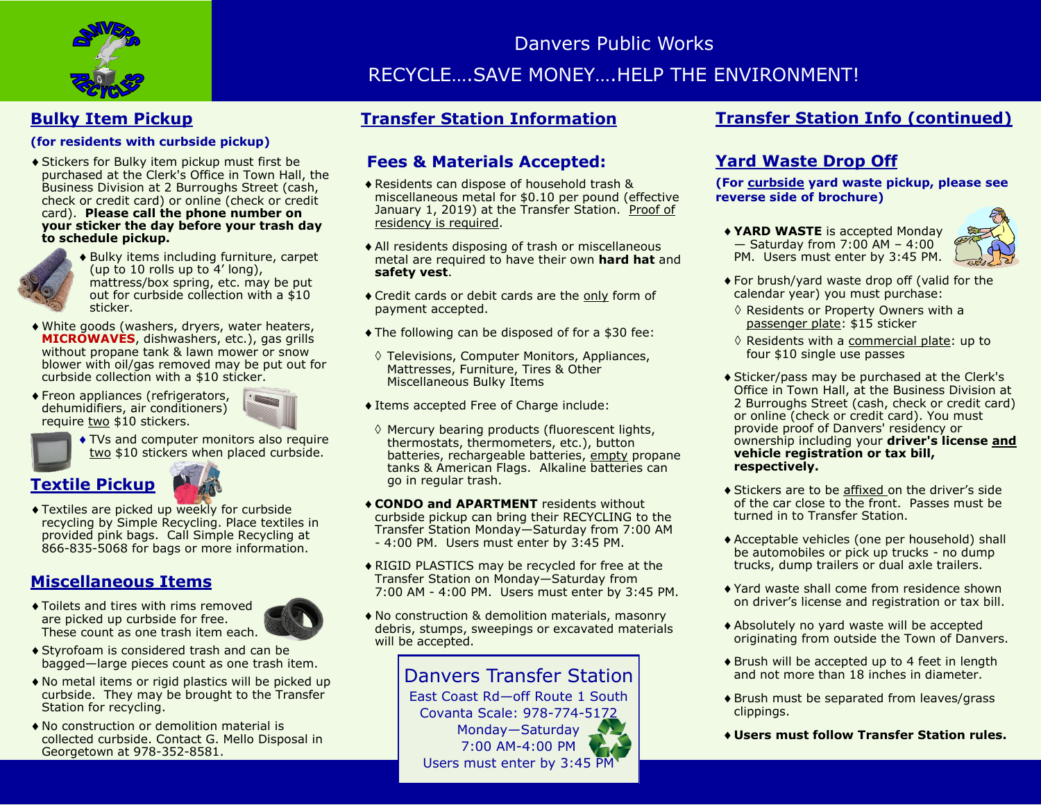# Danvers Public Works

RECYCLE….SAVE MONEY….HELP THE ENVIRONMENT!

## Bulky Item Pickup

**(for residents with curbside pickup)**

- Stickers for Bulky item pickup must first be purchased at the Clerk's Office in Town Hall, the Business Division at 2 Burroughs Street (cash, check or credit card) or online (check or credit card). **Please call the phone number on your sticker the day before your trash day to schedule pickup.**
- Bulky items including furniture, carpet (up to 10 rolls up to 4' long), mattress/box spring, etc. may be put out for curbside collection with a $10 sticker.
- White goods (washers, dryers, water heaters, **MICROWAVES**, dishwashers, etc.), gas grills without propane tank & lawn mower or snow blower with oil/gas removed may be put out for curbside collection with a $10 sticker.
- Freon appliances (refrigerators, dehumidifiers, air conditioners) require two $10 stickers.
- TVs and computer monitors also require two $10 stickers when placed curbside.

## Textile Pickup

- Textiles are picked up weekly for curbside recycling by Simple Recycling. Place textiles in provided pink bags. Call Simple Recycling at 866-835-5068 for bags or more information.

## Miscellaneous Items

- Toilets and tires with rims removed are picked up curbside for free. These count as one trash item each.
- Styrofoam is considered trash and can be bagged—large pieces count as one trash item.
- No metal items or rigid plastics will be picked up curbside. They may be brought to the Transfer Station for recycling.
- No construction or demolition material is collected curbside. Contact G. Mello Disposal in Georgetown at 978-352-8581.

## Transfer Station Information

### Fees & Materials Accepted:

- Residents can dispose of household trash & miscellaneous metal for $0.10 per pound (effective January 1, 2019) at the Transfer Station. Proof of residency is required.
- All residents disposing of trash or miscellaneous metal are required to have their own **hard hat** and **safety vest**.
- Credit cards or debit cards are the only form of payment accepted.
- The following can be disposed of for a $30 fee:
  - Televisions, Computer Monitors, Appliances, Mattresses, Furniture, Tires & Other Miscellaneous Bulky Items
- Items accepted Free of Charge include:
  - Mercury bearing products (fluorescent lights, thermostats, thermometers, etc.), button batteries, rechargeable batteries, empty propane tanks & American Flags. Alkaline batteries can go in regular trash.
- **CONDO and APARTMENT** residents without curbside pickup can bring their RECYCLING to the Transfer Station Monday—Saturday from 7:00 AM - 4:00 PM. Users must enter by 3:45 PM.
- RIGID PLASTICS may be recycled for free at the Transfer Station on Monday—Saturday from 7:00 AM - 4:00 PM. Users must enter by 3:45 PM.
- No construction & demolition materials, masonry debris, stumps, sweepings or excavated materials will be accepted.

**Danvers Transfer Station**
East Coast Rd—off Route 1 South
Covanta Scale: 978-774-5172
Monday—Saturday
7:00 AM-4:00 PM
Users must enter by 3:45 PM

## Transfer Station Info (continued)

### Yard Waste Drop Off

**(For curbside yard waste pickup, please see reverse side of brochure)**

- **YARD WASTE** is accepted Monday — Saturday from 7:00 AM – 4:00 PM. Users must enter by 3:45 PM.
- For brush/yard waste drop off (valid for the calendar year) you must purchase:
  - Residents or Property Owners with a passenger plate: $15 sticker
  - Residents with a commercial plate: up to four $10 single use passes
- Sticker/pass may be purchased at the Clerk's Office in Town Hall, at the Business Division at 2 Burroughs Street (cash, check or credit card) or online (check or credit card). You must provide proof of Danvers' residency or ownership including your **driver's license and vehicle registration or tax bill, respectively.**
- Stickers are to be affixed on the driver's side of the car close to the front. Passes must be turned in to Transfer Station.
- Acceptable vehicles (one per household) shall be automobiles or pick up trucks - no dump trucks, dump trailers or dual axle trailers.
- Yard waste shall come from residence shown on driver's license and registration or tax bill.
- Absolutely no yard waste will be accepted originating from outside the Town of Danvers.
- Brush will be accepted up to 4 feet in length and not more than 18 inches in diameter.
- Brush must be separated from leaves/grass clippings.
- **Users must follow Transfer Station rules.**